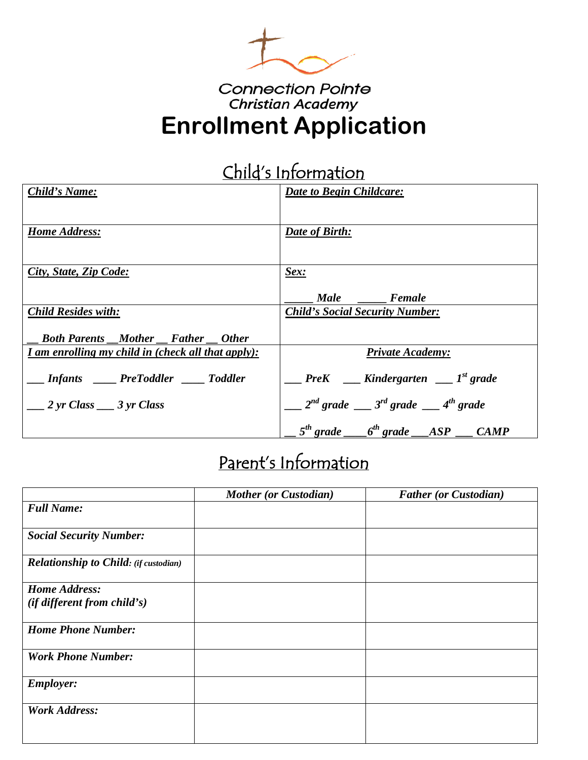Connection Pointe
Christian Academy

# Enrollment Application

## Child's Information

| ***Child's Name:*** | ***Date to Begin Childcare:*** |
|---|---|
| ***Home Address:*** | ***Date of Birth:*** |
| ***City, State, Zip Code:*** | ***Sex:*** <br> _____ ***Male*** _____ ***Female*** |
| ***Child Resides with:*** <br> __ ***Both Parents*** __***Mother*** __ ***Father*** __ ***Other*** | ***Child's Social Security Number:*** |
| ***I am enrolling my child in (check all that apply):*** <br> ___ ***Infants*** ____ ***PreToddler*** ____ ***Toddler*** <br> ___ ***2 yr Class*** ___ ***3 yr Class*** | ***Private Academy:*** <br> ___ ***PreK*** ___ ***Kindergarten*** ___ ***1st grade*** <br> ___ ***2nd grade*** ___ ***3rd grade*** ___ ***4th grade*** <br> __ ***5th grade*** ____***6th grade*** ___***ASP*** ___ ***CAMP*** |

## Parent's Information

| | ***Mother (or Custodian)*** | ***Father (or Custodian)*** |
|---|---|---|
| ***Full Name:*** | | |
| ***Social Security Number:*** | | |
| ***Relationship to Child:*** *(if custodian)* | | |
| ***Home Address:*** <br> ***(if different from child's)*** | | |
| ***Home Phone Number:*** | | |
| ***Work Phone Number:*** | | |
| ***Employer:*** | | |
| ***Work Address:*** | | |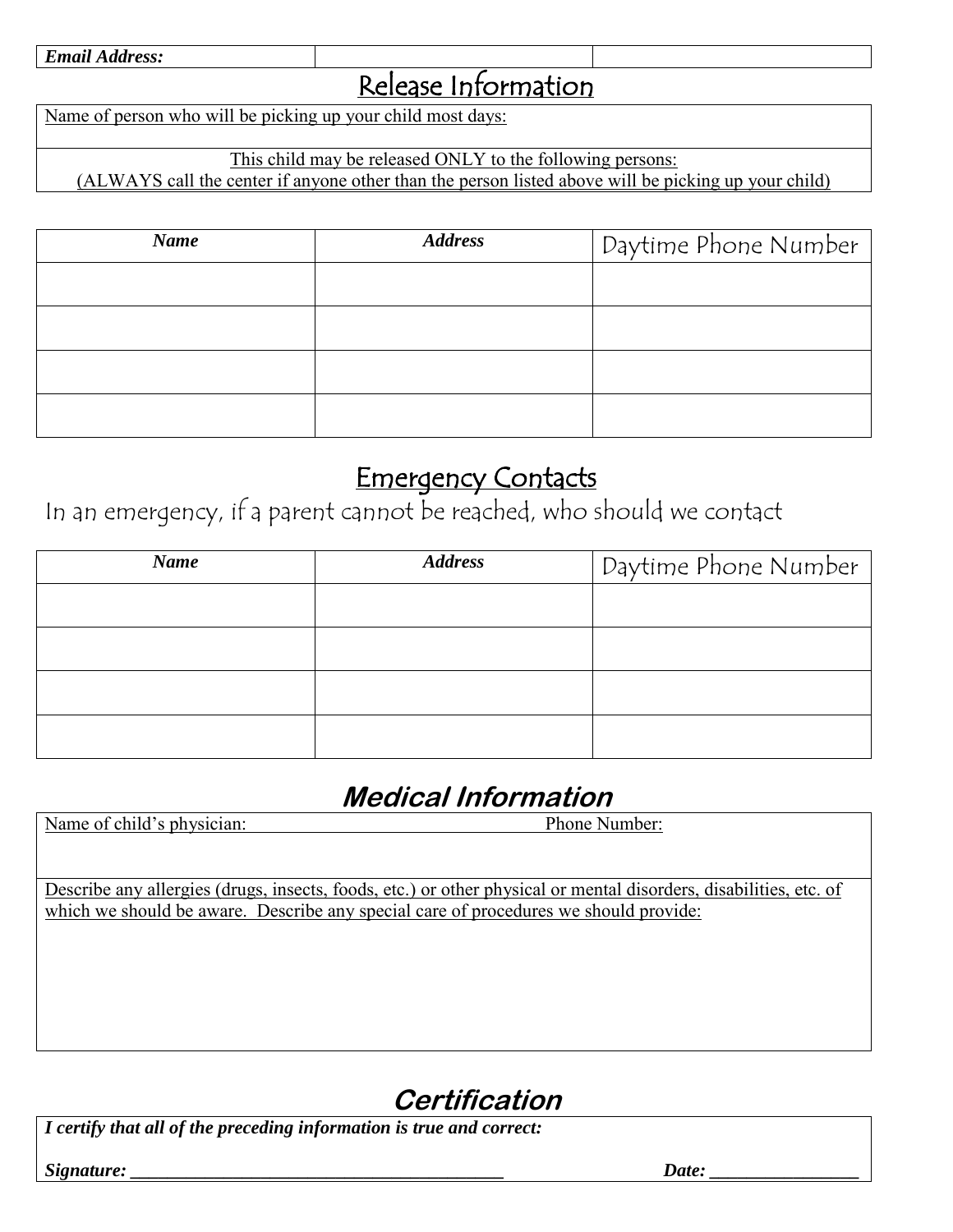| **Email Address:** | | |
|---|---|---|

## Release Information

Name of person who will be picking up your child most days:

This child may be released ONLY to the following persons:
(ALWAYS call the center if anyone other than the person listed above will be picking up your child)

| ***Name*** | ***Address*** | Daytime Phone Number |
|---|---|---|
| | | |
| | | |
| | | |
| | | |

## Emergency Contacts

In an emergency, if a parent cannot be reached, who should we contact

| ***Name*** | ***Address*** | Daytime Phone Number |
|---|---|---|
| | | |
| | | |
| | | |
| | | |

## *Medical Information*

Name of child's physician: Phone Number:

Describe any allergies (drugs, insects, foods, etc.) or other physical or mental disorders, disabilities, etc. of which we should be aware. Describe any special care of procedures we should provide:

## *Certification*

***I certify that all of the preceding information is true and correct:***

***Signature:*** ________________________________________ ***Date:*** ________________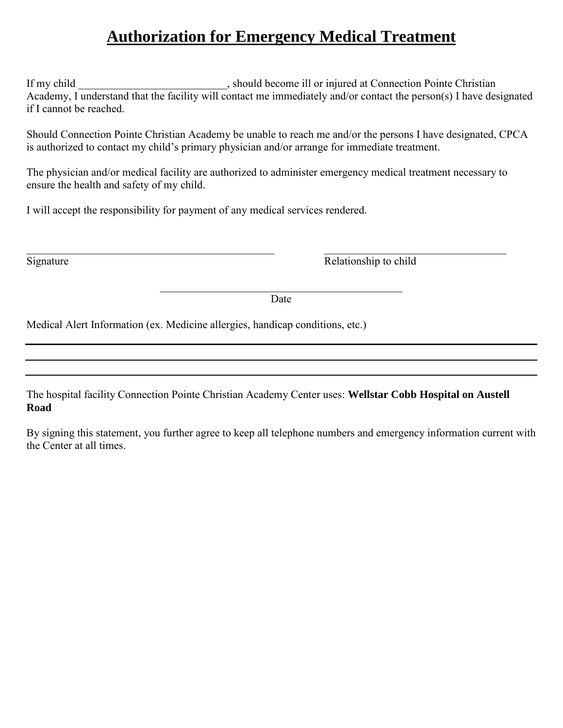# Authorization for Emergency Medical Treatment

If my child ___________________________, should become ill or injured at Connection Pointe Christian Academy, I understand that the facility will contact me immediately and/or contact the person(s) I have designated if I cannot be reached.

Should Connection Pointe Christian Academy be unable to reach me and/or the persons I have designated, CPCA is authorized to contact my child's primary physician and/or arrange for immediate treatment.

The physician and/or medical facility are authorized to administer emergency medical treatment necessary to ensure the health and safety of my child.

I will accept the responsibility for payment of any medical services rendered.

_______________________________________________ Signature

___________________________________ Relationship to child

______________________________________________ Date

Medical Alert Information (ex. Medicine allergies, handicap conditions, etc.)

_______________________________________________________________________________

_______________________________________________________________________________

_______________________________________________________________________________

The hospital facility Connection Pointe Christian Academy Center uses: **Wellstar Cobb Hospital on Austell Road**

By signing this statement, you further agree to keep all telephone numbers and emergency information current with the Center at all times.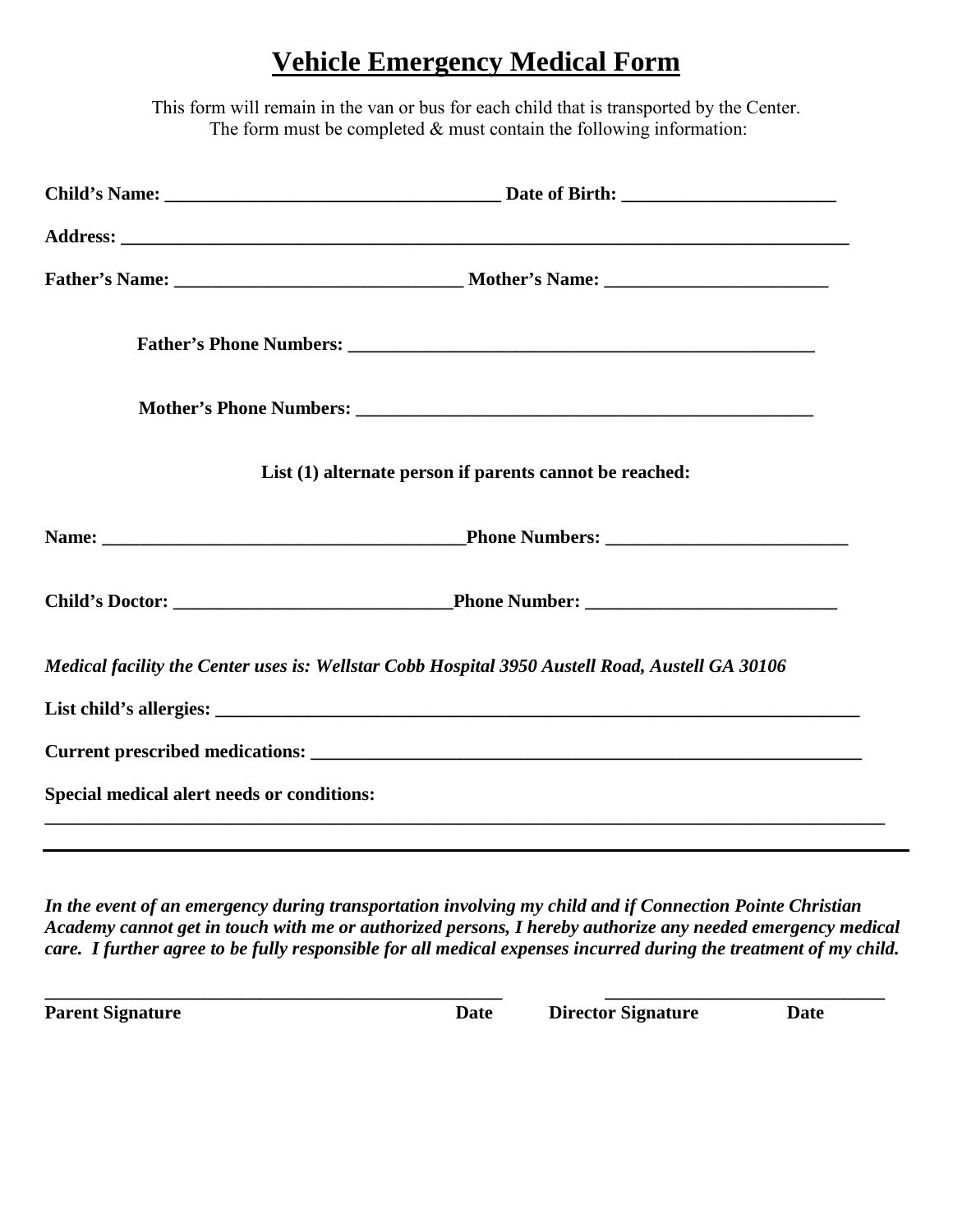# <u>Vehicle Emergency Medical Form</u>

This form will remain in the van or bus for each child that is transported by the Center.
The form must be completed & must contain the following information:

**Child's Name:** ____________________________________ **Date of Birth:** _______________________

**Address:** ________________________________________________________________________________

**Father's Name:** ______________________________ **Mother's Name:** ________________________

**Father's Phone Numbers:** ___________________________________________________

**Mother's Phone Numbers:** __________________________________________________

**List (1) alternate person if parents cannot be reached:**

**Name:** _______________________________________**Phone Numbers:** __________________________

**Child's Doctor:** _____________________________**Phone Number:** ___________________________

***Medical facility the Center uses is: Wellstar Cobb Hospital 3950 Austell Road, Austell GA 30106***

**List child's allergies:** _______________________________________________________________________

**Current prescribed medications:** ______________________________________________________________

**Special medical alert needs or conditions:**
_____________________________________________________________________________________________

_____________________________________________________________________________________________

***In the event of an emergency during transportation involving my child and if Connection Pointe Christian Academy cannot get in touch with me or authorized persons, I hereby authorize any needed emergency medical care. I further agree to be fully responsible for all medical expenses incurred during the treatment of my child.***

_________________________________________________ &nbsp;&nbsp;&nbsp;&nbsp; ______________________________

**Parent Signature** &nbsp;&nbsp;&nbsp;&nbsp; **Date** &nbsp;&nbsp;&nbsp;&nbsp; **Director Signature** &nbsp;&nbsp;&nbsp;&nbsp; **Date**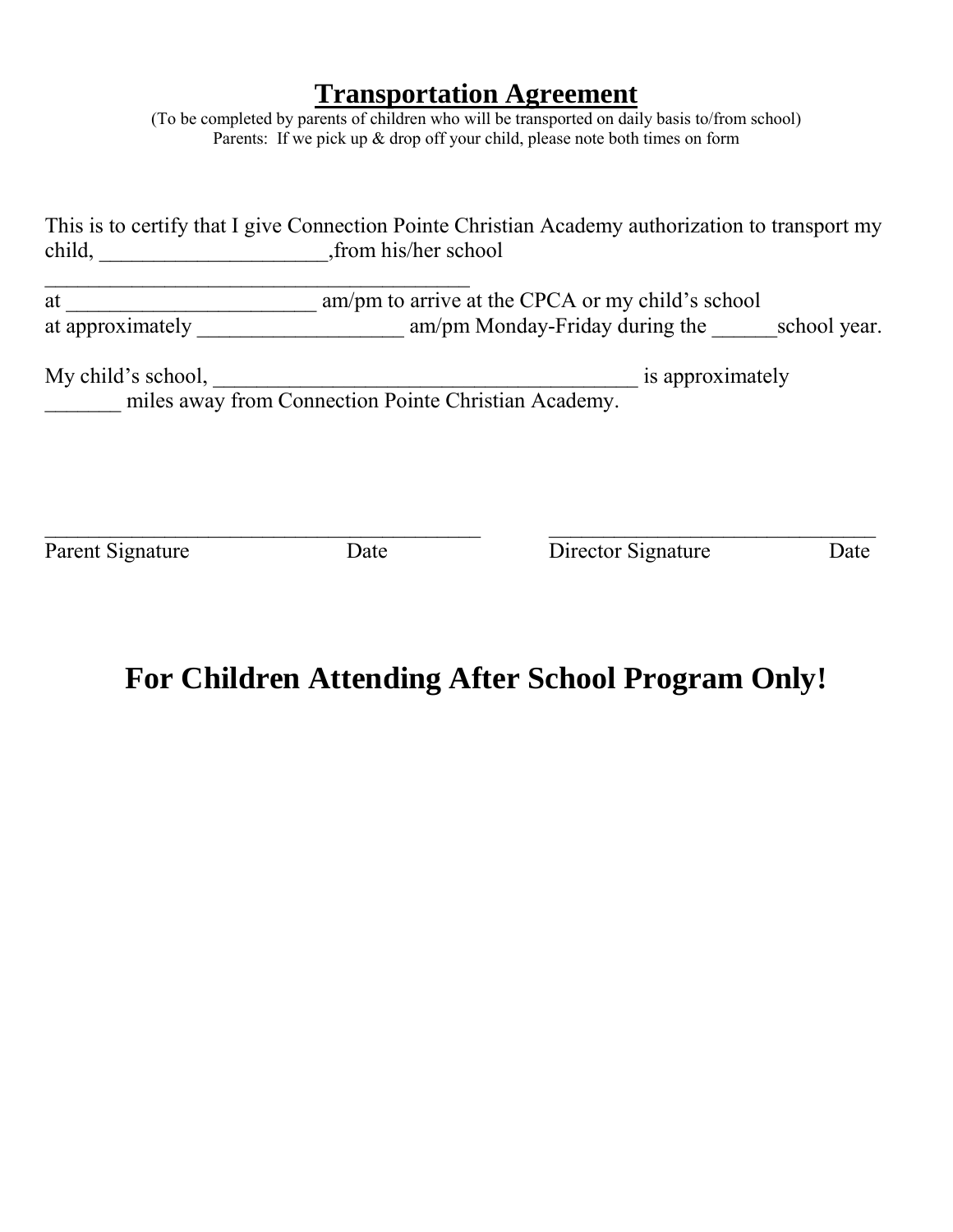# Transportation Agreement

(To be completed by parents of children who will be transported on daily basis to/from school)
Parents: If we pick up & drop off your child, please note both times on form

This is to certify that I give Connection Pointe Christian Academy authorization to transport my child, ____________________,from his/her school
________________________________________
at _______________________ am/pm to arrive at the CPCA or my child's school at approximately __________________ am/pm Monday-Friday during the ______school year.

My child's school, _______________________________________ is approximately _______ miles away from Connection Pointe Christian Academy.

________________________________________ ______________________________
Parent Signature Date Director Signature Date

## For Children Attending After School Program Only!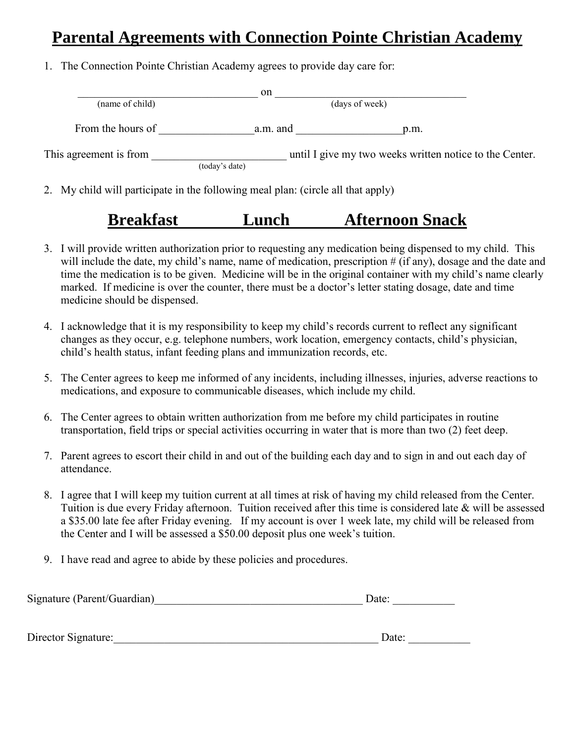# Parental Agreements with Connection Pointe Christian Academy

1. The Connection Pointe Christian Academy agrees to provide day care for:

   _________________________________ on _________________________________
   (name of child) (days of week)

   From the hours of _________________a.m. and ___________________p.m.

   This agreement is from ________________________ until I give my two weeks written notice to the Center.
   (today's date)

2. My child will participate in the following meal plan: (circle all that apply)

   **Breakfast** **Lunch** **Afternoon Snack**

3. I will provide written authorization prior to requesting any medication being dispensed to my child. This will include the date, my child's name, name of medication, prescription # (if any), dosage and the date and time the medication is to be given. Medicine will be in the original container with my child's name clearly marked. If medicine is over the counter, there must be a doctor's letter stating dosage, date and time medicine should be dispensed.

4. I acknowledge that it is my responsibility to keep my child's records current to reflect any significant changes as they occur, e.g. telephone numbers, work location, emergency contacts, child's physician, child's health status, infant feeding plans and immunization records, etc.

5. The Center agrees to keep me informed of any incidents, including illnesses, injuries, adverse reactions to medications, and exposure to communicable diseases, which include my child.

6. The Center agrees to obtain written authorization from me before my child participates in routine transportation, field trips or special activities occurring in water that is more than two (2) feet deep.

7. Parent agrees to escort their child in and out of the building each day and to sign in and out each day of attendance.

8. I agree that I will keep my tuition current at all times at risk of having my child released from the Center. Tuition is due every Friday afternoon. Tuition received after this time is considered late & will be assessed a $35.00 late fee after Friday evening. If my account is over 1 week late, my child will be released from the Center and I will be assessed a $50.00 deposit plus one week's tuition.

9. I have read and agree to abide by these policies and procedures.

Signature (Parent/Guardian)_____________________________________ Date: ___________

Director Signature:_________________________________________________ Date: ___________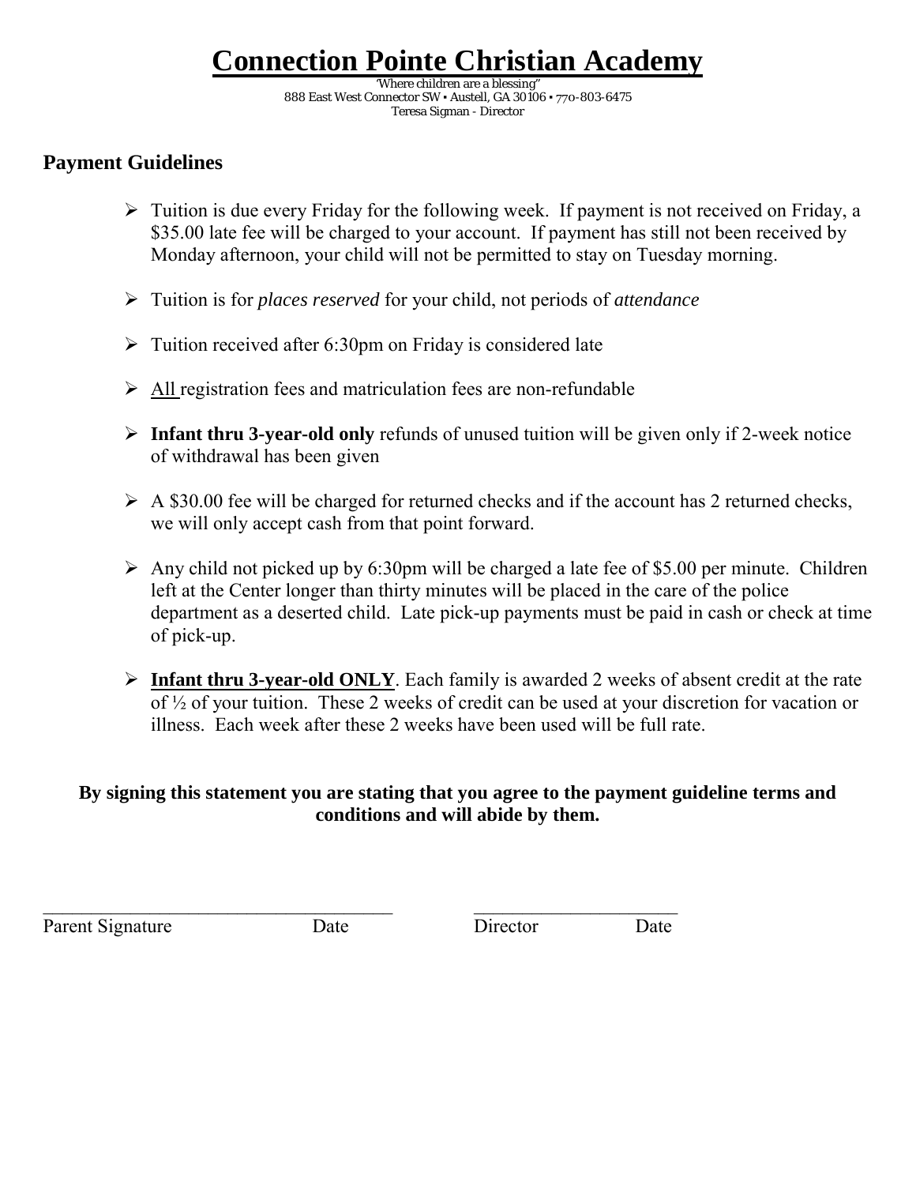# <u>Connection Pointe Christian Academy</u>

"Where children are a blessing"
888 East West Connector SW ▪ Austell, GA 30106 ▪ 770-803-6475
Teresa Sigman - Director

## Payment Guidelines

- Tuition is due every Friday for the following week. If payment is not received on Friday, a $35.00 late fee will be charged to your account. If payment has still not been received by Monday afternoon, your child will not be permitted to stay on Tuesday morning.
- Tuition is for *places reserved* for your child, not periods of *attendance*
- Tuition received after 6:30pm on Friday is considered late
- <u>All</u> registration fees and matriculation fees are non-refundable
- **Infant thru 3-year-old only** refunds of unused tuition will be given only if 2-week notice of withdrawal has been given
- A $30.00 fee will be charged for returned checks and if the account has 2 returned checks, we will only accept cash from that point forward.
- Any child not picked up by 6:30pm will be charged a late fee of $5.00 per minute. Children left at the Center longer than thirty minutes will be placed in the care of the police department as a deserted child. Late pick-up payments must be paid in cash or check at time of pick-up.
- <u>**Infant thru 3-year-old ONLY**</u>. Each family is awarded 2 weeks of absent credit at the rate of ½ of your tuition. These 2 weeks of credit can be used at your discretion for vacation or illness. Each week after these 2 weeks have been used will be full rate.

**By signing this statement you are stating that you agree to the payment guideline terms and conditions and will abide by them.**

_____________________________________ _____________________

Parent Signature Date Director Date